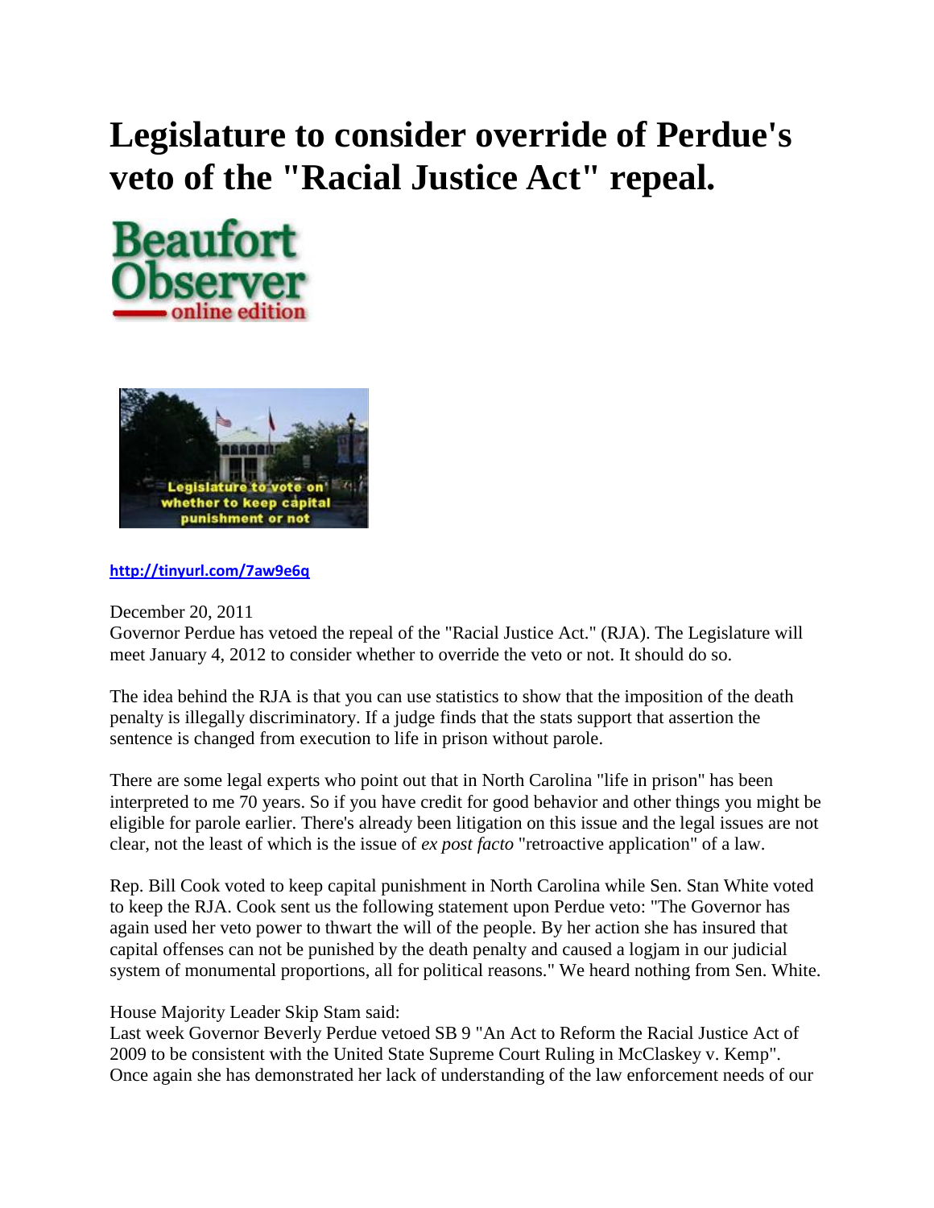# Legislature to consider override of Perdue's veto of the "Racial Justice Act" repeal.

http://tinyurl.com/7aw9e6q

December 20, 2011

Governor Perdue has vetoed the repeal of the "Racial Justice Act." (RJA). The Legislature will meet January 4, 2012 to consider whether to override the veto or not. It should do so.

The idea behind the RJA is that you can use statistics to show that the imposition of the death penalty is illegally discriminatory. If a judge finds that the stats support that assertion the sentence is changed from execution to life in prison without parole.

There are some legal experts who point out that in North Carolina "life in prison" has been interpreted to me 70 years. So if you have credit for good behavior and other things you might be eligible for parole earlier. There's already been litigation on this issue and the legal issues are not clear, not the least of which is the issue of *ex post facto* "retroactive application" of a law.

Rep. Bill Cook voted to keep capital punishment in North Carolina while Sen. Stan White voted to keep the RJA. Cook sent us the following statement upon Perdue veto: "The Governor has again used her veto power to thwart the will of the people. By her action she has insured that capital offenses can not be punished by the death penalty and caused a logjam in our judicial system of monumental proportions, all for political reasons." We heard nothing from Sen. White.

House Majority Leader Skip Stam said:

Last week Governor Beverly Perdue vetoed SB 9 "An Act to Reform the Racial Justice Act of 2009 to be consistent with the United State Supreme Court Ruling in McClaskey v. Kemp". Once again she has demonstrated her lack of understanding of the law enforcement needs of our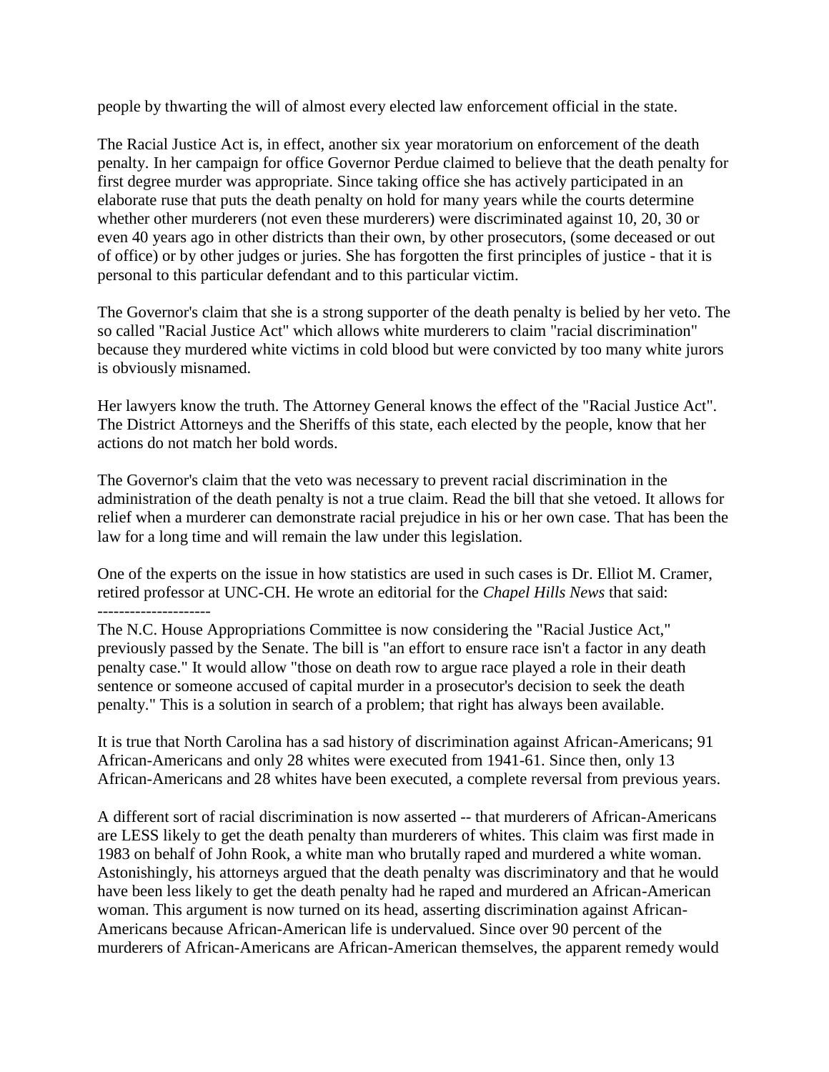people by thwarting the will of almost every elected law enforcement official in the state.

The Racial Justice Act is, in effect, another six year moratorium on enforcement of the death penalty. In her campaign for office Governor Perdue claimed to believe that the death penalty for first degree murder was appropriate. Since taking office she has actively participated in an elaborate ruse that puts the death penalty on hold for many years while the courts determine whether other murderers (not even these murderers) were discriminated against 10, 20, 30 or even 40 years ago in other districts than their own, by other prosecutors, (some deceased or out of office) or by other judges or juries. She has forgotten the first principles of justice - that it is personal to this particular defendant and to this particular victim.

The Governor's claim that she is a strong supporter of the death penalty is belied by her veto. The so called "Racial Justice Act" which allows white murderers to claim "racial discrimination" because they murdered white victims in cold blood but were convicted by too many white jurors is obviously misnamed.

Her lawyers know the truth. The Attorney General knows the effect of the "Racial Justice Act". The District Attorneys and the Sheriffs of this state, each elected by the people, know that her actions do not match her bold words.

The Governor's claim that the veto was necessary to prevent racial discrimination in the administration of the death penalty is not a true claim. Read the bill that she vetoed. It allows for relief when a murderer can demonstrate racial prejudice in his or her own case. That has been the law for a long time and will remain the law under this legislation.

One of the experts on the issue in how statistics are used in such cases is Dr. Elliot M. Cramer, retired professor at UNC-CH. He wrote an editorial for the *Chapel Hills News* that said:

---------------------

The N.C. House Appropriations Committee is now considering the "Racial Justice Act," previously passed by the Senate. The bill is "an effort to ensure race isn't a factor in any death penalty case." It would allow "those on death row to argue race played a role in their death sentence or someone accused of capital murder in a prosecutor's decision to seek the death penalty." This is a solution in search of a problem; that right has always been available.

It is true that North Carolina has a sad history of discrimination against African-Americans; 91 African-Americans and only 28 whites were executed from 1941-61. Since then, only 13 African-Americans and 28 whites have been executed, a complete reversal from previous years.

A different sort of racial discrimination is now asserted -- that murderers of African-Americans are LESS likely to get the death penalty than murderers of whites. This claim was first made in 1983 on behalf of John Rook, a white man who brutally raped and murdered a white woman. Astonishingly, his attorneys argued that the death penalty was discriminatory and that he would have been less likely to get the death penalty had he raped and murdered an African-American woman. This argument is now turned on its head, asserting discrimination against African-Americans because African-American life is undervalued. Since over 90 percent of the murderers of African-Americans are African-American themselves, the apparent remedy would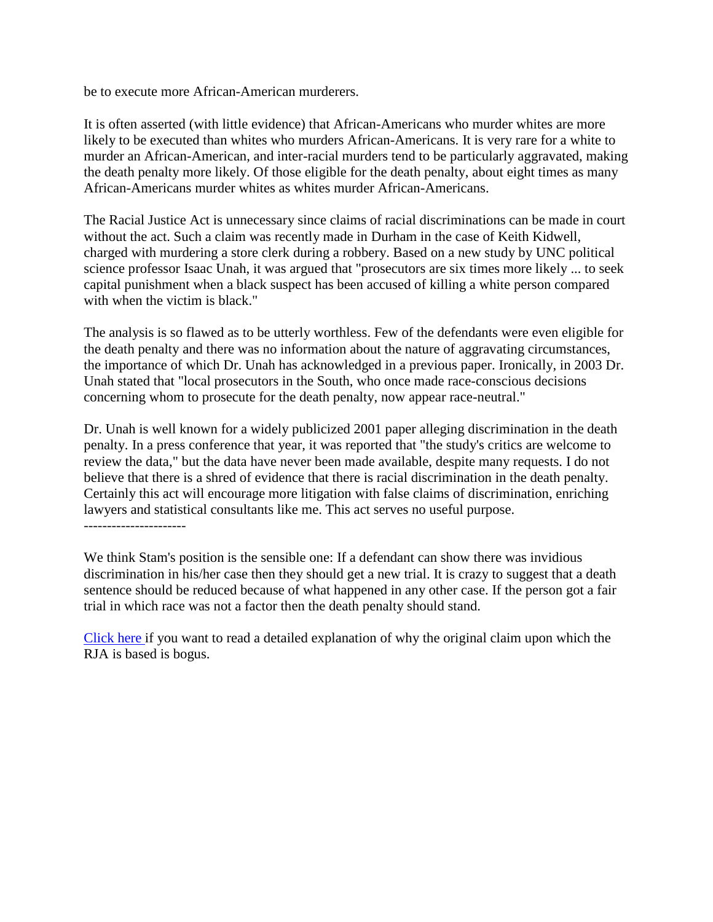be to execute more African-American murderers.

It is often asserted (with little evidence) that African-Americans who murder whites are more likely to be executed than whites who murders African-Americans. It is very rare for a white to murder an African-American, and inter-racial murders tend to be particularly aggravated, making the death penalty more likely. Of those eligible for the death penalty, about eight times as many African-Americans murder whites as whites murder African-Americans.

The Racial Justice Act is unnecessary since claims of racial discriminations can be made in court without the act. Such a claim was recently made in Durham in the case of Keith Kidwell, charged with murdering a store clerk during a robbery. Based on a new study by UNC political science professor Isaac Unah, it was argued that "prosecutors are six times more likely ... to seek capital punishment when a black suspect has been accused of killing a white person compared with when the victim is black."

The analysis is so flawed as to be utterly worthless. Few of the defendants were even eligible for the death penalty and there was no information about the nature of aggravating circumstances, the importance of which Dr. Unah has acknowledged in a previous paper. Ironically, in 2003 Dr. Unah stated that "local prosecutors in the South, who once made race-conscious decisions concerning whom to prosecute for the death penalty, now appear race-neutral."

Dr. Unah is well known for a widely publicized 2001 paper alleging discrimination in the death penalty. In a press conference that year, it was reported that "the study's critics are welcome to review the data," but the data have never been made available, despite many requests. I do not believe that there is a shred of evidence that there is racial discrimination in the death penalty. Certainly this act will encourage more litigation with false claims of discrimination, enriching lawyers and statistical consultants like me. This act serves no useful purpose.

----------------------

We think Stam's position is the sensible one: If a defendant can show there was invidious discrimination in his/her case then they should get a new trial. It is crazy to suggest that a death sentence should be reduced because of what happened in any other case. If the person got a fair trial in which race was not a factor then the death penalty should stand.

Click here if you want to read a detailed explanation of why the original claim upon which the RJA is based is bogus.